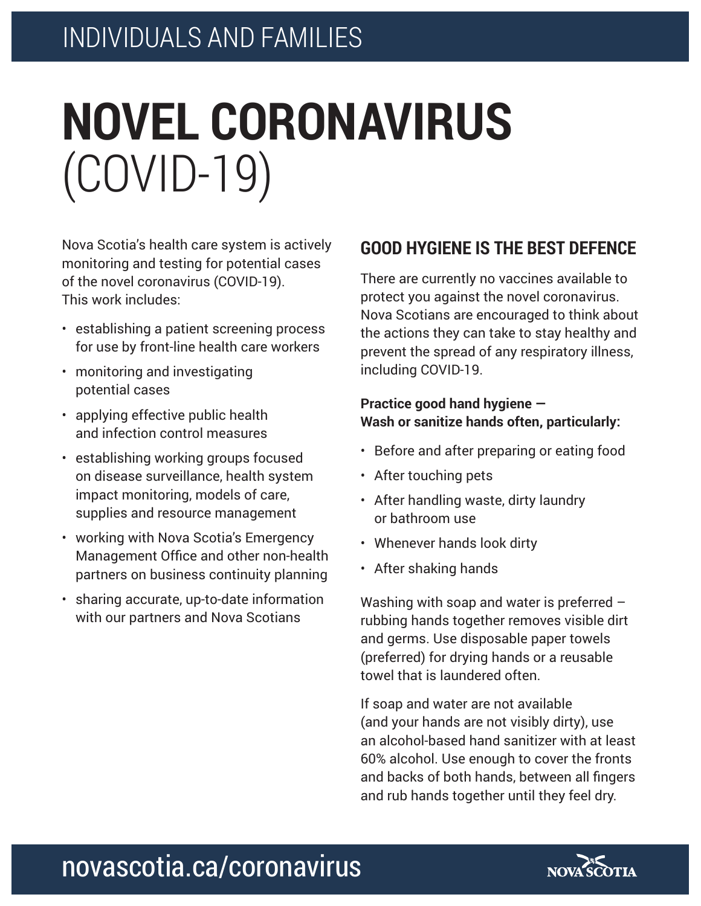INDIVIDUALS AND FAMILIES

# NOVEL CORONAVIRUS (COVID-19)

Nova Scotia's health care system is actively monitoring and testing for potential cases of the novel coronavirus (COVID-19). This work includes:

- establishing a patient screening process for use by front-line health care workers
- monitoring and investigating potential cases
- applying effective public health and infection control measures
- establishing working groups focused on disease surveillance, health system impact monitoring, models of care, supplies and resource management
- working with Nova Scotia's Emergency Management Office and other non-health partners on business continuity planning
- sharing accurate, up-to-date information with our partners and Nova Scotians

## GOOD HYGIENE IS THE BEST DEFENCE

There are currently no vaccines available to protect you against the novel coronavirus. Nova Scotians are encouraged to think about the actions they can take to stay healthy and prevent the spread of any respiratory illness, including COVID-19.

**Practice good hand hygiene — Wash or sanitize hands often, particularly:**

- Before and after preparing or eating food
- After touching pets
- After handling waste, dirty laundry or bathroom use
- Whenever hands look dirty
- After shaking hands

Washing with soap and water is preferred – rubbing hands together removes visible dirt and germs. Use disposable paper towels (preferred) for drying hands or a reusable towel that is laundered often.

If soap and water are not available (and your hands are not visibly dirty), use an alcohol-based hand sanitizer with at least 60% alcohol. Use enough to cover the fronts and backs of both hands, between all fingers and rub hands together until they feel dry.

novascotia.ca/coronavirus

NOVA SCOTIA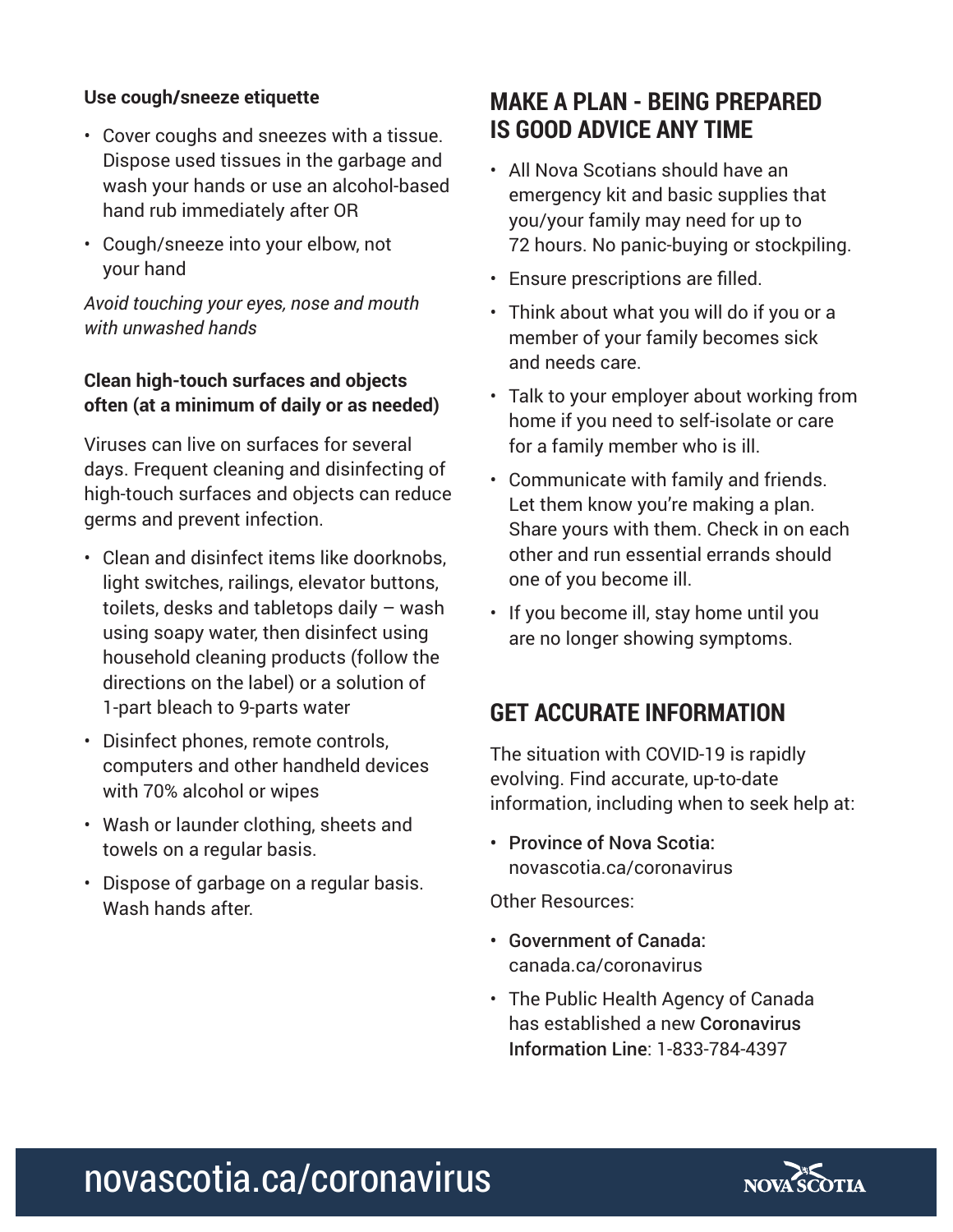**Use cough/sneeze etiquette**

- Cover coughs and sneezes with a tissue. Dispose used tissues in the garbage and wash your hands or use an alcohol-based hand rub immediately after OR
- Cough/sneeze into your elbow, not your hand

*Avoid touching your eyes, nose and mouth with unwashed hands*

**Clean high-touch surfaces and objects often (at a minimum of daily or as needed)**

Viruses can live on surfaces for several days. Frequent cleaning and disinfecting of high-touch surfaces and objects can reduce germs and prevent infection.

- Clean and disinfect items like doorknobs, light switches, railings, elevator buttons, toilets, desks and tabletops daily – wash using soapy water, then disinfect using household cleaning products (follow the directions on the label) or a solution of 1-part bleach to 9-parts water
- Disinfect phones, remote controls, computers and other handheld devices with 70% alcohol or wipes
- Wash or launder clothing, sheets and towels on a regular basis.
- Dispose of garbage on a regular basis. Wash hands after.

## MAKE A PLAN - BEING PREPARED IS GOOD ADVICE ANY TIME

- All Nova Scotians should have an emergency kit and basic supplies that you/your family may need for up to 72 hours. No panic-buying or stockpiling.
- Ensure prescriptions are filled.
- Think about what you will do if you or a member of your family becomes sick and needs care.
- Talk to your employer about working from home if you need to self-isolate or care for a family member who is ill.
- Communicate with family and friends. Let them know you're making a plan. Share yours with them. Check in on each other and run essential errands should one of you become ill.
- If you become ill, stay home until you are no longer showing symptoms.

## GET ACCURATE INFORMATION

The situation with COVID-19 is rapidly evolving. Find accurate, up-to-date information, including when to seek help at:

- Province of Nova Scotia: novascotia.ca/coronavirus

Other Resources:

- Government of Canada: canada.ca/coronavirus
- The Public Health Agency of Canada has established a new Coronavirus Information Line: 1-833-784-4397

novascotia.ca/coronavirus

NOVA SCOTIA